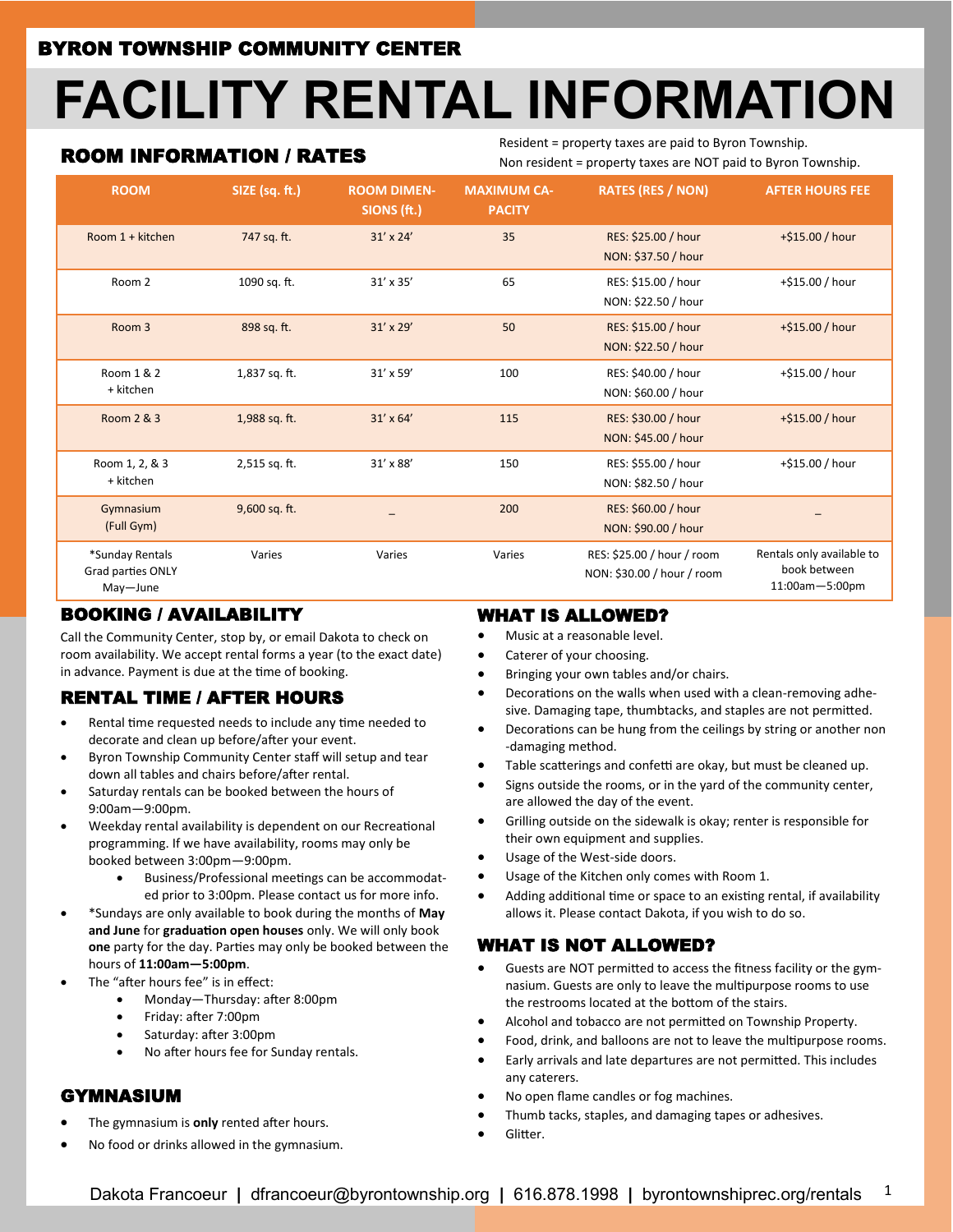**BYRON TOWNSHIP COMMUNITY CENTER**

# FACILITY RENTAL INFORMATION

## ROOM INFORMATION / RATES

Resident = property taxes are paid to Byron Township.
Non resident = property taxes are NOT paid to Byron Township.

| ROOM | SIZE (sq. ft.) | ROOM DIMENSIONS (ft.) | MAXIMUM CAPACITY | RATES (RES / NON) | AFTER HOURS FEE |
|---|---|---|---|---|---|
| Room 1 + kitchen | 747 sq. ft. | 31' x 24' | 35 | RES: $25.00 / hour<br>NON: $37.50 / hour | +$15.00 / hour |
| Room 2 | 1090 sq. ft. | 31' x 35' | 65 | RES: $15.00 / hour<br>NON: $22.50 / hour | +$15.00 / hour |
| Room 3 | 898 sq. ft. | 31' x 29' | 50 | RES: $15.00 / hour<br>NON: $22.50 / hour | +$15.00 / hour |
| Room 1 & 2 + kitchen | 1,837 sq. ft. | 31' x 59' | 100 | RES: $40.00 / hour<br>NON: $60.00 / hour | +$15.00 / hour |
| Room 2 & 3 | 1,988 sq. ft. | 31' x 64' | 115 | RES: $30.00 / hour<br>NON: $45.00 / hour | +$15.00 / hour |
| Room 1, 2, & 3 + kitchen | 2,515 sq. ft. | 31' x 88' | 150 | RES: $55.00 / hour<br>NON: $82.50 / hour | +$15.00 / hour |
| Gymnasium (Full Gym) | 9,600 sq. ft. | _ | 200 | RES: $60.00 / hour<br>NON: $90.00 / hour | _ |
| *Sunday Rentals Grad parties ONLY May—June | Varies | Varies | Varies | RES: $25.00 / hour / room<br>NON: $30.00 / hour / room | Rentals only available to book between 11:00am—5:00pm |

## BOOKING / AVAILABILITY

Call the Community Center, stop by, or email Dakota to check on room availability. We accept rental forms a year (to the exact date) in advance. Payment is due at the time of booking.

## RENTAL TIME / AFTER HOURS

- Rental time requested needs to include any time needed to decorate and clean up before/after your event.
- Byron Township Community Center staff will setup and tear down all tables and chairs before/after rental.
- Saturday rentals can be booked between the hours of 9:00am—9:00pm.
- Weekday rental availability is dependent on our Recreational programming. If we have availability, rooms may only be booked between 3:00pm—9:00pm.
  - Business/Professional meetings can be accommodated prior to 3:00pm. Please contact us for more info.
- *Sundays are only available to book during the months of **May and June** for **graduation open houses** only. We will only book **one** party for the day. Parties may only be booked between the hours of **11:00am—5:00pm**.
- The "after hours fee" is in effect:
  - Monday—Thursday: after 8:00pm
  - Friday: after 7:00pm
  - Saturday: after 3:00pm
  - No after hours fee for Sunday rentals.

## GYMNASIUM

- The gymnasium is **only** rented after hours.
- No food or drinks allowed in the gymnasium.

## WHAT IS ALLOWED?

- Music at a reasonable level.
- Caterer of your choosing.
- Bringing your own tables and/or chairs.
- Decorations on the walls when used with a clean-removing adhesive. Damaging tape, thumbtacks, and staples are not permitted.
- Decorations can be hung from the ceilings by string or another non-damaging method.
- Table scatterings and confetti are okay, but must be cleaned up.
- Signs outside the rooms, or in the yard of the community center, are allowed the day of the event.
- Grilling outside on the sidewalk is okay; renter is responsible for their own equipment and supplies.
- Usage of the West-side doors.
- Usage of the Kitchen only comes with Room 1.
- Adding additional time or space to an existing rental, if availability allows it. Please contact Dakota, if you wish to do so.

## WHAT IS NOT ALLOWED?

- Guests are NOT permitted to access the fitness facility or the gymnasium. Guests are only to leave the multipurpose rooms to use the restrooms located at the bottom of the stairs.
- Alcohol and tobacco are not permitted on Township Property.
- Food, drink, and balloons are not to leave the multipurpose rooms.
- Early arrivals and late departures are not permitted. This includes any caterers.
- No open flame candles or fog machines.
- Thumb tacks, staples, and damaging tapes or adhesives.
- Glitter.

Dakota Francoeur | dfrancoeur@byrontownship.org | 616.878.1998 | byrontownshiprec.org/rentals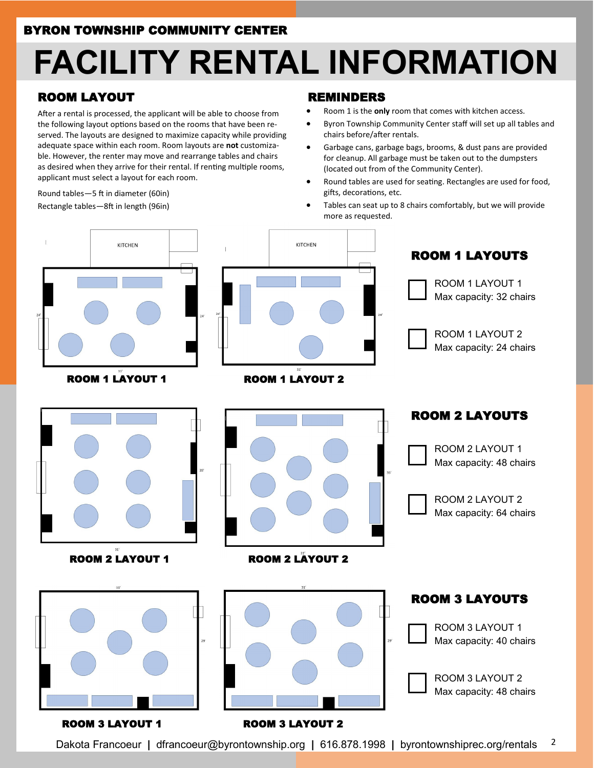**BYRON TOWNSHIP COMMUNITY CENTER**

# FACILITY RENTAL INFORMATION

## ROOM LAYOUT

After a rental is processed, the applicant will be able to choose from the following layout options based on the rooms that have been reserved. The layouts are designed to maximize capacity while providing adequate space within each room. Room layouts are **not** customizable. However, the renter may move and rearrange tables and chairs as desired when they arrive for their rental. If renting multiple rooms, applicant must select a layout for each room.

Round tables—5 ft in diameter (60in)
Rectangle tables—8ft in length (96in)

## REMINDERS

- Room 1 is the **only** room that comes with kitchen access.
- Byron Township Community Center staff will set up all tables and chairs before/after rentals.
- Garbage cans, garbage bags, brooms, & dust pans are provided for cleanup. All garbage must be taken out to the dumpsters (located out from of the Community Center).
- Round tables are used for seating. Rectangles are used for food, gifts, decorations, etc.
- Tables can seat up to 8 chairs comfortably, but we will provide more as requested.

KITCHEN

24' 31'

**ROOM 1 LAYOUT 1**

KITCHEN

24' 31'

**ROOM 1 LAYOUT 2**

## ROOM 1 LAYOUTS

- ☐ ROOM 1 LAYOUT 1
  Max capacity: 32 chairs
- ☐ ROOM 1 LAYOUT 2
  Max capacity: 24 chairs

35' 31'

**ROOM 2 LAYOUT 1**

35' 31'

**ROOM 2 LAYOUT 2**

## ROOM 2 LAYOUTS

- ☐ ROOM 2 LAYOUT 1
  Max capacity: 48 chairs
- ☐ ROOM 2 LAYOUT 2
  Max capacity: 64 chairs

31' 29'

**ROOM 3 LAYOUT 1**

31' 29'

**ROOM 3 LAYOUT 2**

## ROOM 3 LAYOUTS

- ☐ ROOM 3 LAYOUT 1
  Max capacity: 40 chairs
- ☐ ROOM 3 LAYOUT 2
  Max capacity: 48 chairs

Dakota Francoeur | dfrancoeur@byrontownship.org | 616.878.1998 | byrontownshiprec.org/rentals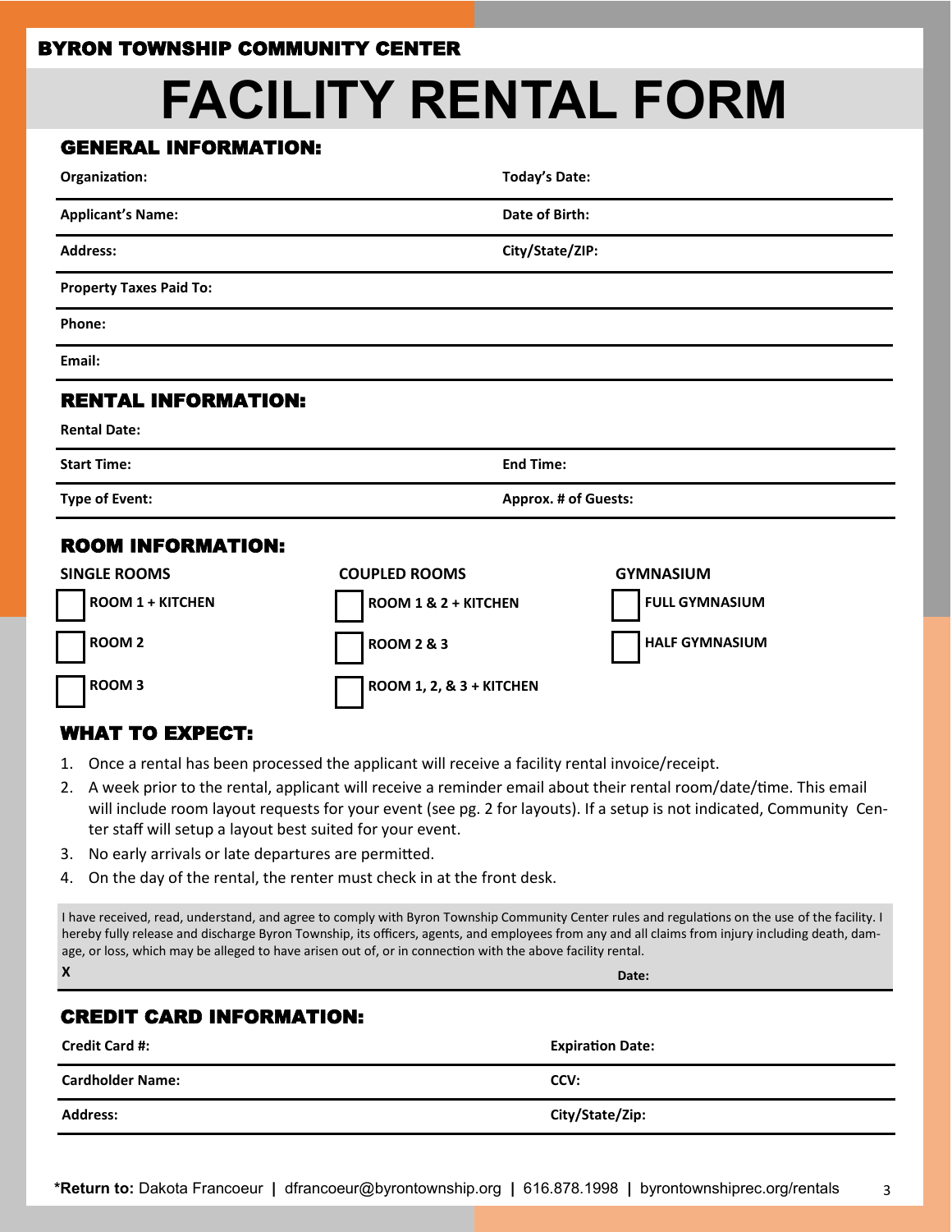**BYRON TOWNSHIP COMMUNITY CENTER**

# FACILITY RENTAL FORM

## GENERAL INFORMATION:

**Organization:** 

**Today's Date:** 

**Applicant's Name:** 

**Date of Birth:** 

**Address:** 

**City/State/ZIP:** 

**Property Taxes Paid To:** 

**Phone:** 

**Email:** 

## RENTAL INFORMATION:

**Rental Date:** 

**Start Time:** 

**End Time:** 

**Type of Event:** 

**Approx. # of Guests:** 

## ROOM INFORMATION:

| SINGLE ROOMS | COUPLED ROOMS | GYMNASIUM |
|---|---|---|
| ☐ ROOM 1 + KITCHEN | ☐ ROOM 1 & 2 + KITCHEN | ☐ FULL GYMNASIUM |
| ☐ ROOM 2 | ☐ ROOM 2 & 3 | ☐ HALF GYMNASIUM |
| ☐ ROOM 3 | ☐ ROOM 1, 2, & 3 + KITCHEN | |

## WHAT TO EXPECT:

1. Once a rental has been processed the applicant will receive a facility rental invoice/receipt.
2. A week prior to the rental, applicant will receive a reminder email about their rental room/date/time. This email will include room layout requests for your event (see pg. 2 for layouts). If a setup is not indicated, Community Center staff will setup a layout best suited for your event.
3. No early arrivals or late departures are permitted.
4. On the day of the rental, the renter must check in at the front desk.

I have received, read, understand, and agree to comply with Byron Township Community Center rules and regulations on the use of the facility. I hereby fully release and discharge Byron Township, its officers, agents, and employees from any and all claims from injury including death, damage, or loss, which may be alleged to have arisen out of, or in connection with the above facility rental.

**X** 

**Date:** 

## CREDIT CARD INFORMATION:

**Credit Card #:** 

**Expiration Date:** 

**Cardholder Name:** 

**CCV:** 

**Address:** 

**City/State/Zip:** 

***Return to:** Dakota Francoeur | dfrancoeur@byrontownship.org | 616.878.1998 | byrontownshiprec.org/rentals